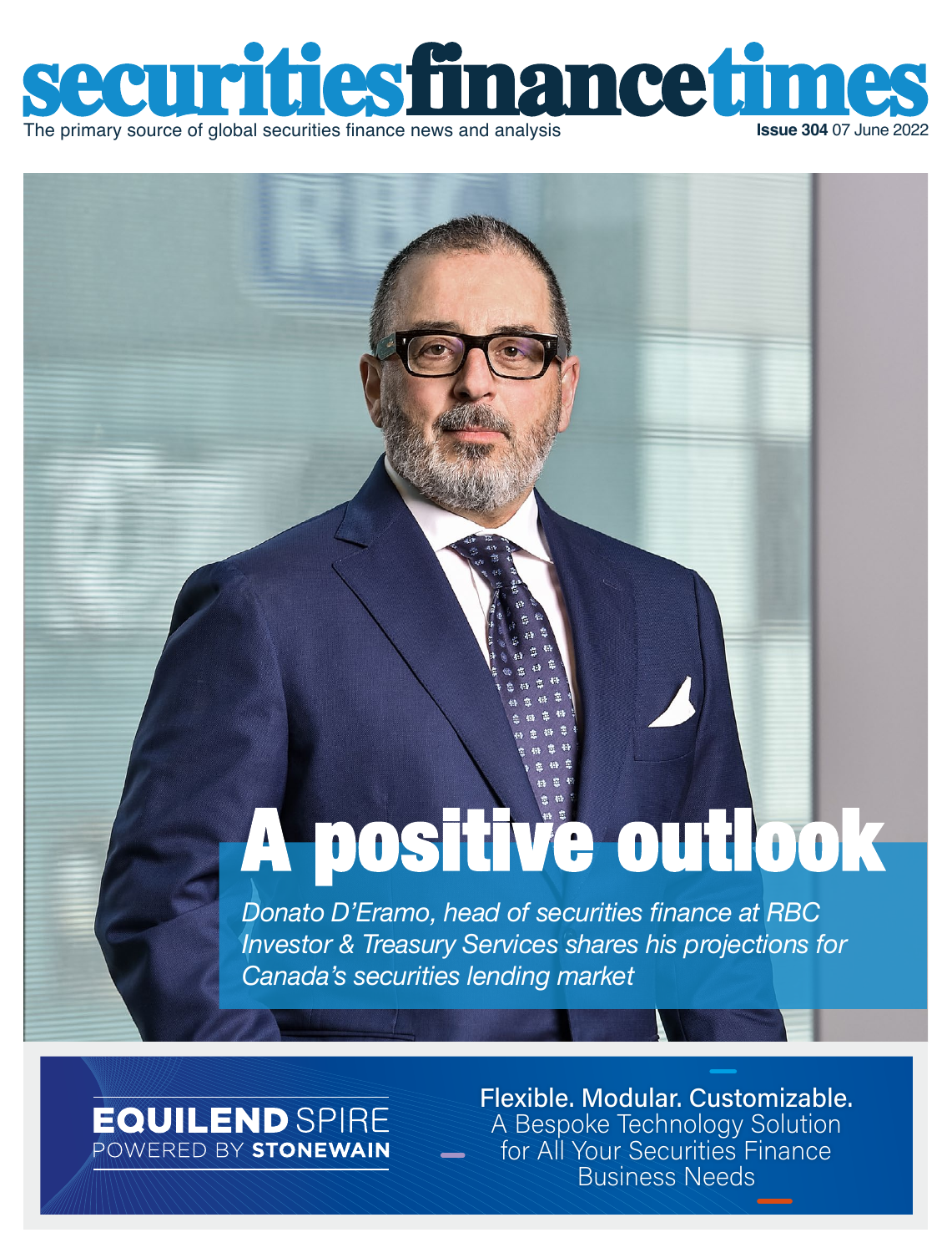# securitiesfinancetimes

The primary source of global securities finance news and analysis

**Issue 304** 07 June 2022

# A positive outlook

*Donato D'Eramo, head of securities finance at RBC Investor & Treasury Services shares his projections for Canada's securities lending market*

**EQUILEND** SPIRE
POWERED BY **STONEWAIN**

Flexible. Modular. Customizable.
A Bespoke Technology Solution for All Your Securities Finance Business Needs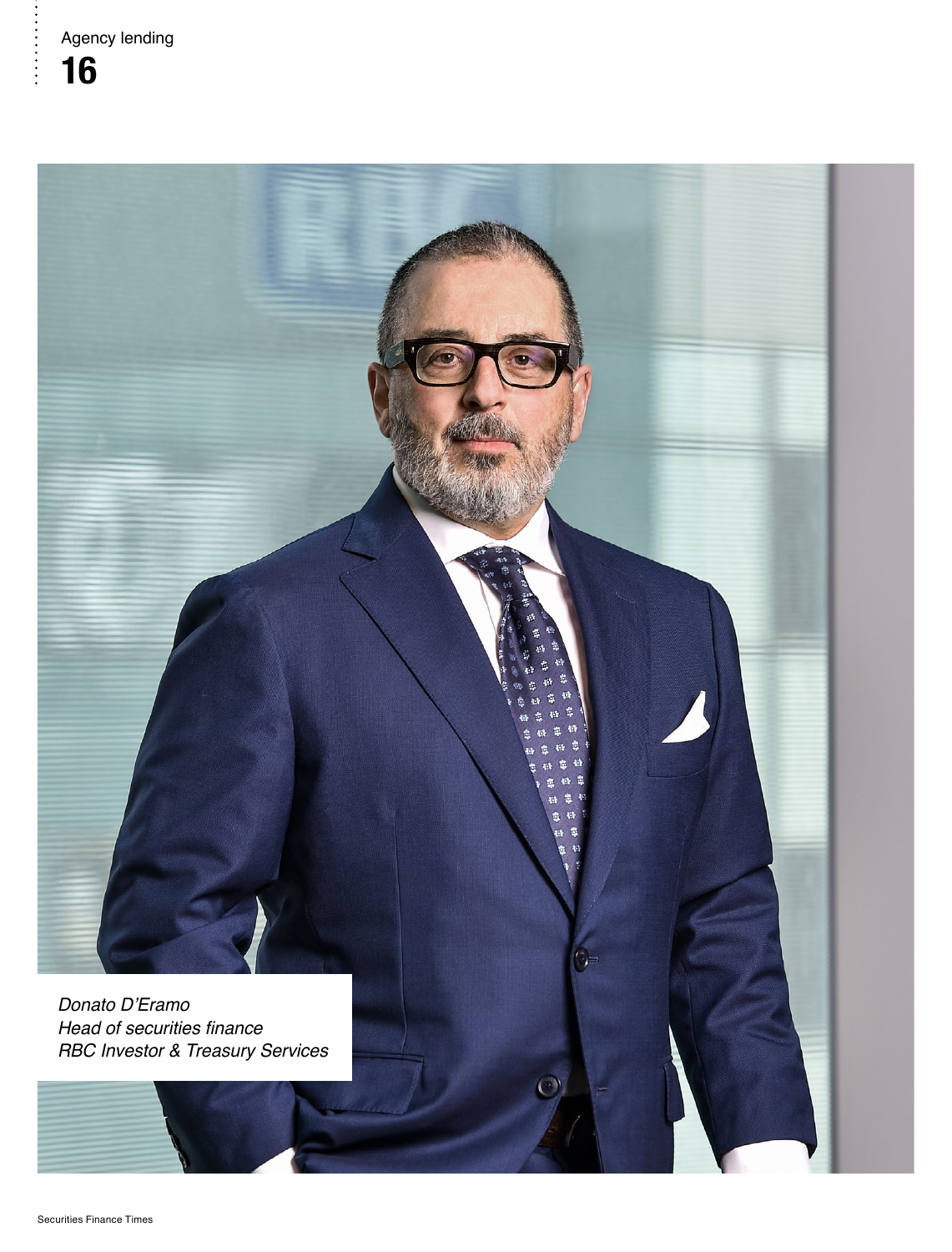*Donato D'Eramo*
*Head of securities finance*
*RBC Investor & Treasury Services*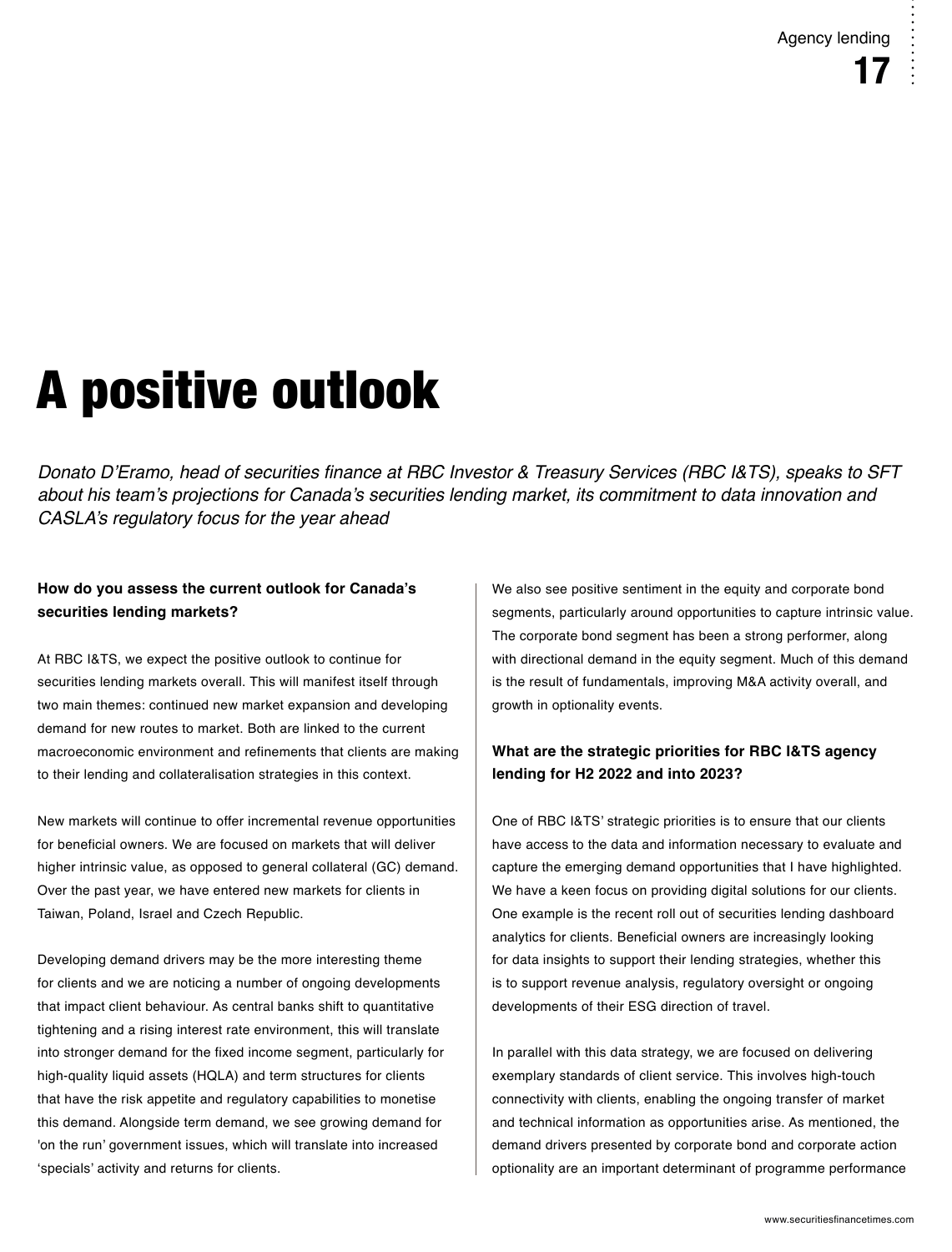# A positive outlook

*Donato D'Eramo, head of securities finance at RBC Investor & Treasury Services (RBC I&TS), speaks to SFT about his team's projections for Canada's securities lending market, its commitment to data innovation and CASLA's regulatory focus for the year ahead*

**How do you assess the current outlook for Canada's securities lending markets?**

At RBC I&TS, we expect the positive outlook to continue for securities lending markets overall. This will manifest itself through two main themes: continued new market expansion and developing demand for new routes to market. Both are linked to the current macroeconomic environment and refinements that clients are making to their lending and collateralisation strategies in this context.

New markets will continue to offer incremental revenue opportunities for beneficial owners. We are focused on markets that will deliver higher intrinsic value, as opposed to general collateral (GC) demand. Over the past year, we have entered new markets for clients in Taiwan, Poland, Israel and Czech Republic.

Developing demand drivers may be the more interesting theme for clients and we are noticing a number of ongoing developments that impact client behaviour. As central banks shift to quantitative tightening and a rising interest rate environment, this will translate into stronger demand for the fixed income segment, particularly for high-quality liquid assets (HQLA) and term structures for clients that have the risk appetite and regulatory capabilities to monetise this demand. Alongside term demand, we see growing demand for 'on the run' government issues, which will translate into increased 'specials' activity and returns for clients.

We also see positive sentiment in the equity and corporate bond segments, particularly around opportunities to capture intrinsic value. The corporate bond segment has been a strong performer, along with directional demand in the equity segment. Much of this demand is the result of fundamentals, improving M&A activity overall, and growth in optionality events.

**What are the strategic priorities for RBC I&TS agency lending for H2 2022 and into 2023?**

One of RBC I&TS' strategic priorities is to ensure that our clients have access to the data and information necessary to evaluate and capture the emerging demand opportunities that I have highlighted. We have a keen focus on providing digital solutions for our clients. One example is the recent roll out of securities lending dashboard analytics for clients. Beneficial owners are increasingly looking for data insights to support their lending strategies, whether this is to support revenue analysis, regulatory oversight or ongoing developments of their ESG direction of travel.

In parallel with this data strategy, we are focused on delivering exemplary standards of client service. This involves high-touch connectivity with clients, enabling the ongoing transfer of market and technical information as opportunities arise. As mentioned, the demand drivers presented by corporate bond and corporate action optionality are an important determinant of programme performance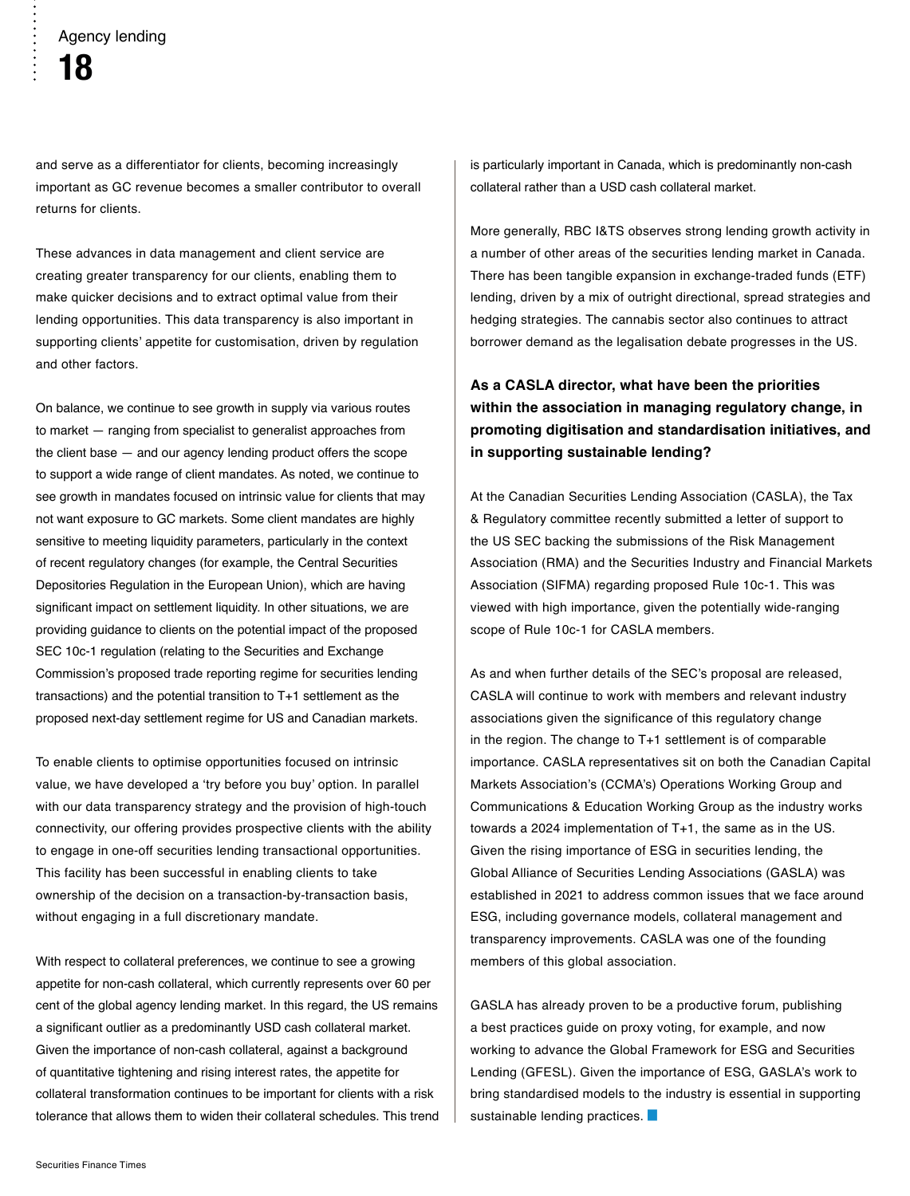and serve as a differentiator for clients, becoming increasingly important as GC revenue becomes a smaller contributor to overall returns for clients.

These advances in data management and client service are creating greater transparency for our clients, enabling them to make quicker decisions and to extract optimal value from their lending opportunities. This data transparency is also important in supporting clients' appetite for customisation, driven by regulation and other factors.

On balance, we continue to see growth in supply via various routes to market — ranging from specialist to generalist approaches from the client base — and our agency lending product offers the scope to support a wide range of client mandates. As noted, we continue to see growth in mandates focused on intrinsic value for clients that may not want exposure to GC markets. Some client mandates are highly sensitive to meeting liquidity parameters, particularly in the context of recent regulatory changes (for example, the Central Securities Depositories Regulation in the European Union), which are having significant impact on settlement liquidity. In other situations, we are providing guidance to clients on the potential impact of the proposed SEC 10c-1 regulation (relating to the Securities and Exchange Commission's proposed trade reporting regime for securities lending transactions) and the potential transition to T+1 settlement as the proposed next-day settlement regime for US and Canadian markets.

To enable clients to optimise opportunities focused on intrinsic value, we have developed a 'try before you buy' option. In parallel with our data transparency strategy and the provision of high-touch connectivity, our offering provides prospective clients with the ability to engage in one-off securities lending transactional opportunities. This facility has been successful in enabling clients to take ownership of the decision on a transaction-by-transaction basis, without engaging in a full discretionary mandate.

With respect to collateral preferences, we continue to see a growing appetite for non-cash collateral, which currently represents over 60 per cent of the global agency lending market. In this regard, the US remains a significant outlier as a predominantly USD cash collateral market. Given the importance of non-cash collateral, against a background of quantitative tightening and rising interest rates, the appetite for collateral transformation continues to be important for clients with a risk tolerance that allows them to widen their collateral schedules. This trend is particularly important in Canada, which is predominantly non-cash collateral rather than a USD cash collateral market.

More generally, RBC I&TS observes strong lending growth activity in a number of other areas of the securities lending market in Canada. There has been tangible expansion in exchange-traded funds (ETF) lending, driven by a mix of outright directional, spread strategies and hedging strategies. The cannabis sector also continues to attract borrower demand as the legalisation debate progresses in the US.

**As a CASLA director, what have been the priorities within the association in managing regulatory change, in promoting digitisation and standardisation initiatives, and in supporting sustainable lending?**

At the Canadian Securities Lending Association (CASLA), the Tax & Regulatory committee recently submitted a letter of support to the US SEC backing the submissions of the Risk Management Association (RMA) and the Securities Industry and Financial Markets Association (SIFMA) regarding proposed Rule 10c-1. This was viewed with high importance, given the potentially wide-ranging scope of Rule 10c-1 for CASLA members.

As and when further details of the SEC's proposal are released, CASLA will continue to work with members and relevant industry associations given the significance of this regulatory change in the region. The change to T+1 settlement is of comparable importance. CASLA representatives sit on both the Canadian Capital Markets Association's (CCMA's) Operations Working Group and Communications & Education Working Group as the industry works towards a 2024 implementation of T+1, the same as in the US. Given the rising importance of ESG in securities lending, the Global Alliance of Securities Lending Associations (GASLA) was established in 2021 to address common issues that we face around ESG, including governance models, collateral management and transparency improvements. CASLA was one of the founding members of this global association.

GASLA has already proven to be a productive forum, publishing a best practices guide on proxy voting, for example, and now working to advance the Global Framework for ESG and Securities Lending (GFESL). Given the importance of ESG, GASLA's work to bring standardised models to the industry is essential in supporting sustainable lending practices.